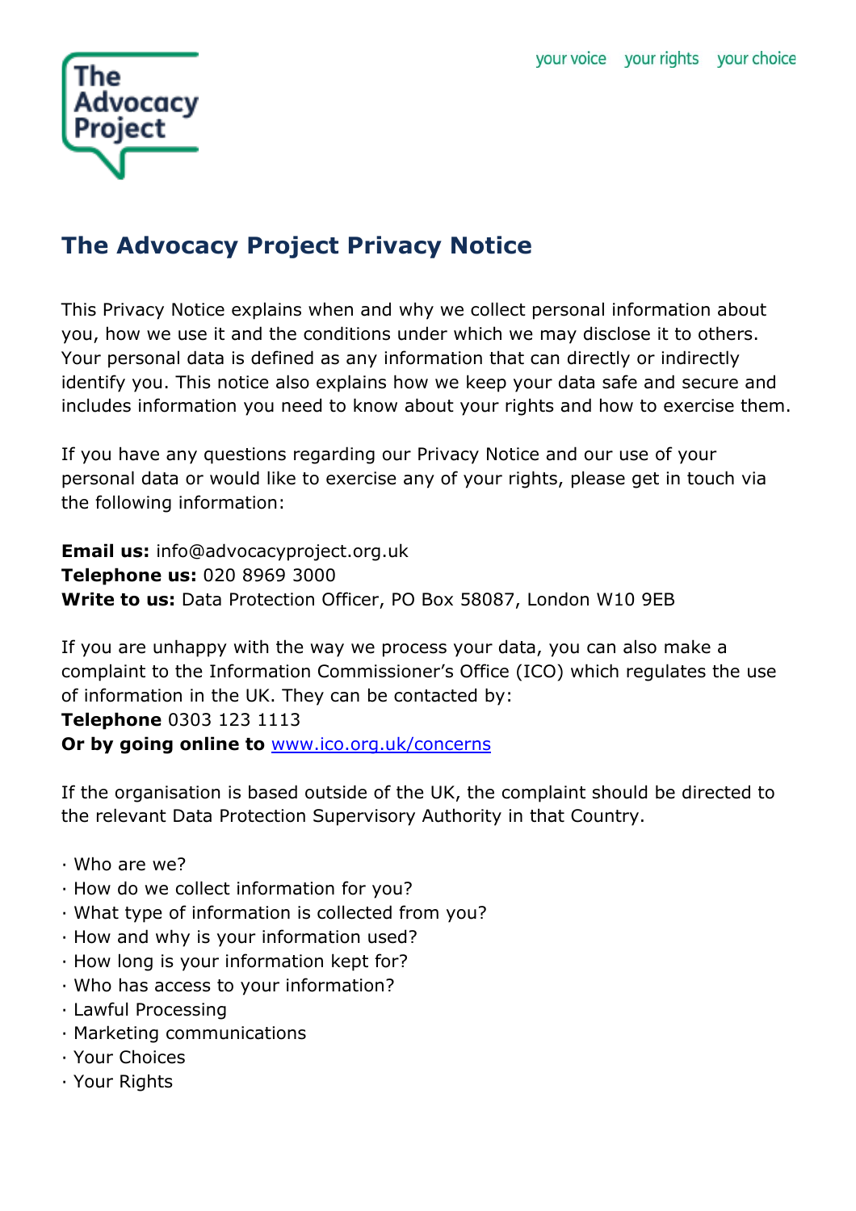# The Advocacy Project Privacy Notice

This Privacy Notice explains when and why we collect personal information about you, how we use it and the conditions under which we may disclose it to others. Your personal data is defined as any information that can directly or indirectly identify you. This notice also explains how we keep your data safe and secure and includes information you need to know about your rights and how to exercise them.

If you have any questions regarding our Privacy Notice and our use of your personal data or would like to exercise any of your rights, please get in touch via the following information:

**Email us:** info@advocacyproject.org.uk
**Telephone us:** 020 8969 3000
**Write to us:** Data Protection Officer, PO Box 58087, London W10 9EB

If you are unhappy with the way we process your data, you can also make a complaint to the Information Commissioner's Office (ICO) which regulates the use of information in the UK. They can be contacted by:
**Telephone** 0303 123 1113
**Or by going online to** [www.ico.org.uk/concerns](http://www.ico.org.uk/concerns)

If the organisation is based outside of the UK, the complaint should be directed to the relevant Data Protection Supervisory Authority in that Country.

- Who are we?
- How do we collect information for you?
- What type of information is collected from you?
- How and why is your information used?
- How long is your information kept for?
- Who has access to your information?
- Lawful Processing
- Marketing communications
- Your Choices
- Your Rights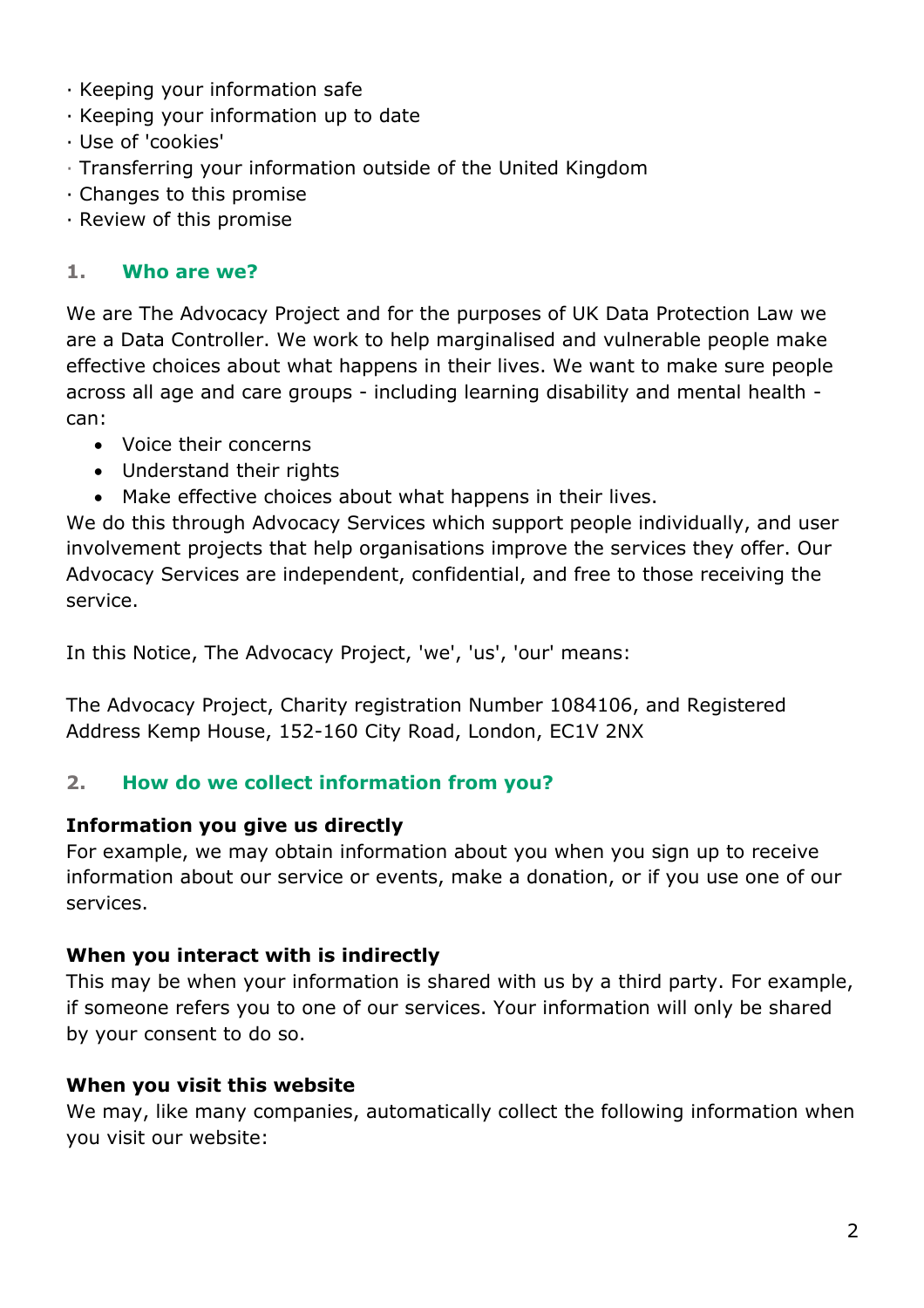· Keeping your information safe
· Keeping your information up to date
· Use of 'cookies'
· Transferring your information outside of the United Kingdom
· Changes to this promise
· Review of this promise

## 1. Who are we?

We are The Advocacy Project and for the purposes of UK Data Protection Law we are a Data Controller. We work to help marginalised and vulnerable people make effective choices about what happens in their lives. We want to make sure people across all age and care groups - including learning disability and mental health - can:

- Voice their concerns
- Understand their rights
- Make effective choices about what happens in their lives.

We do this through Advocacy Services which support people individually, and user involvement projects that help organisations improve the services they offer. Our Advocacy Services are independent, confidential, and free to those receiving the service.

In this Notice, The Advocacy Project, 'we', 'us', 'our' means:

The Advocacy Project, Charity registration Number 1084106, and Registered Address Kemp House, 152-160 City Road, London, EC1V 2NX

## 2. How do we collect information from you?

**Information you give us directly**
For example, we may obtain information about you when you sign up to receive information about our service or events, make a donation, or if you use one of our services.

**When you interact with is indirectly**
This may be when your information is shared with us by a third party. For example, if someone refers you to one of our services. Your information will only be shared by your consent to do so.

**When you visit this website**
We may, like many companies, automatically collect the following information when you visit our website: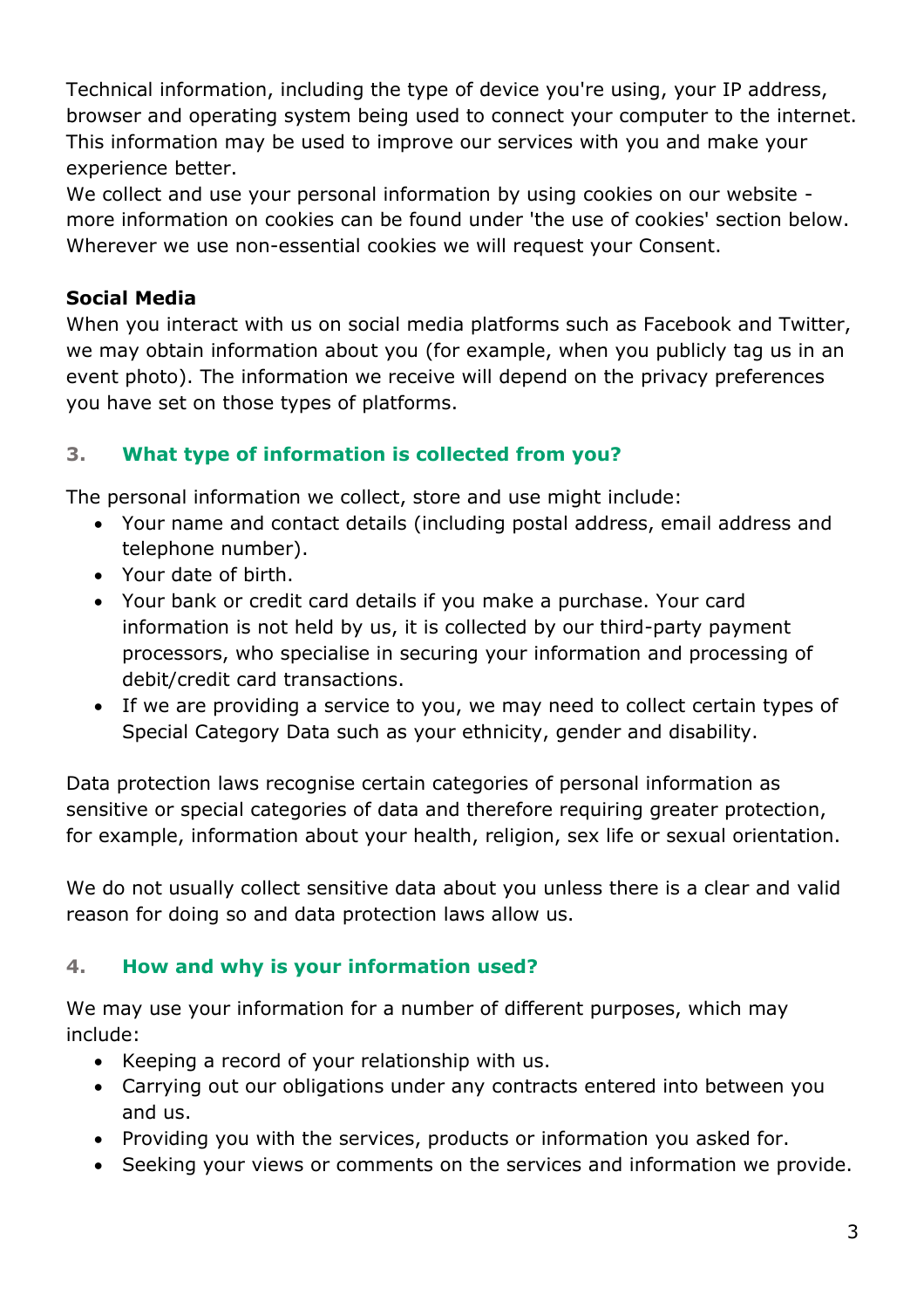Technical information, including the type of device you're using, your IP address, browser and operating system being used to connect your computer to the internet. This information may be used to improve our services with you and make your experience better.
We collect and use your personal information by using cookies on our website - more information on cookies can be found under 'the use of cookies' section below. Wherever we use non-essential cookies we will request your Consent.

**Social Media**
When you interact with us on social media platforms such as Facebook and Twitter, we may obtain information about you (for example, when you publicly tag us in an event photo). The information we receive will depend on the privacy preferences you have set on those types of platforms.

## 3. What type of information is collected from you?

The personal information we collect, store and use might include:

- Your name and contact details (including postal address, email address and telephone number).
- Your date of birth.
- Your bank or credit card details if you make a purchase. Your card information is not held by us, it is collected by our third-party payment processors, who specialise in securing your information and processing of debit/credit card transactions.
- If we are providing a service to you, we may need to collect certain types of Special Category Data such as your ethnicity, gender and disability.

Data protection laws recognise certain categories of personal information as sensitive or special categories of data and therefore requiring greater protection, for example, information about your health, religion, sex life or sexual orientation.

We do not usually collect sensitive data about you unless there is a clear and valid reason for doing so and data protection laws allow us.

## 4. How and why is your information used?

We may use your information for a number of different purposes, which may include:

- Keeping a record of your relationship with us.
- Carrying out our obligations under any contracts entered into between you and us.
- Providing you with the services, products or information you asked for.
- Seeking your views or comments on the services and information we provide.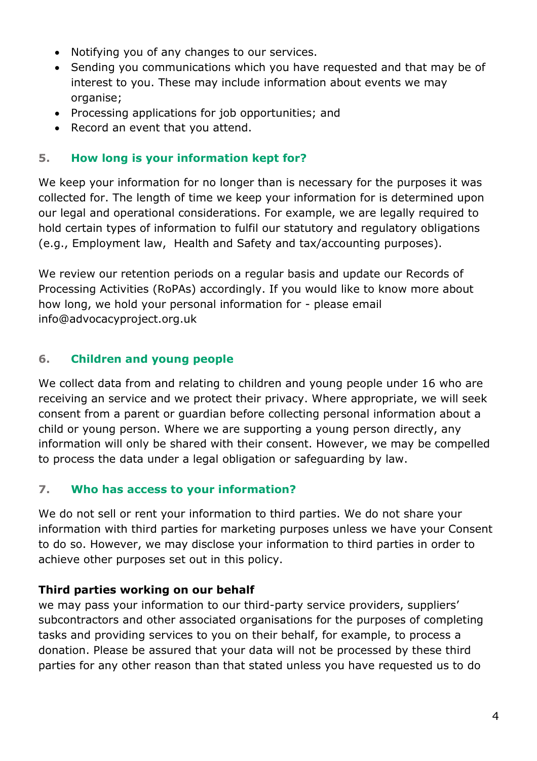- Notifying you of any changes to our services.
- Sending you communications which you have requested and that may be of interest to you. These may include information about events we may organise;
- Processing applications for job opportunities; and
- Record an event that you attend.

## 5. How long is your information kept for?

We keep your information for no longer than is necessary for the purposes it was collected for. The length of time we keep your information for is determined upon our legal and operational considerations. For example, we are legally required to hold certain types of information to fulfil our statutory and regulatory obligations (e.g., Employment law, Health and Safety and tax/accounting purposes).

We review our retention periods on a regular basis and update our Records of Processing Activities (RoPAs) accordingly. If you would like to know more about how long, we hold your personal information for - please email info@advocacyproject.org.uk

## 6. Children and young people

We collect data from and relating to children and young people under 16 who are receiving an service and we protect their privacy. Where appropriate, we will seek consent from a parent or guardian before collecting personal information about a child or young person. Where we are supporting a young person directly, any information will only be shared with their consent. However, we may be compelled to process the data under a legal obligation or safeguarding by law.

## 7. Who has access to your information?

We do not sell or rent your information to third parties. We do not share your information with third parties for marketing purposes unless we have your Consent to do so. However, we may disclose your information to third parties in order to achieve other purposes set out in this policy.

**Third parties working on our behalf**

we may pass your information to our third-party service providers, suppliers' subcontractors and other associated organisations for the purposes of completing tasks and providing services to you on their behalf, for example, to process a donation. Please be assured that your data will not be processed by these third parties for any other reason than that stated unless you have requested us to do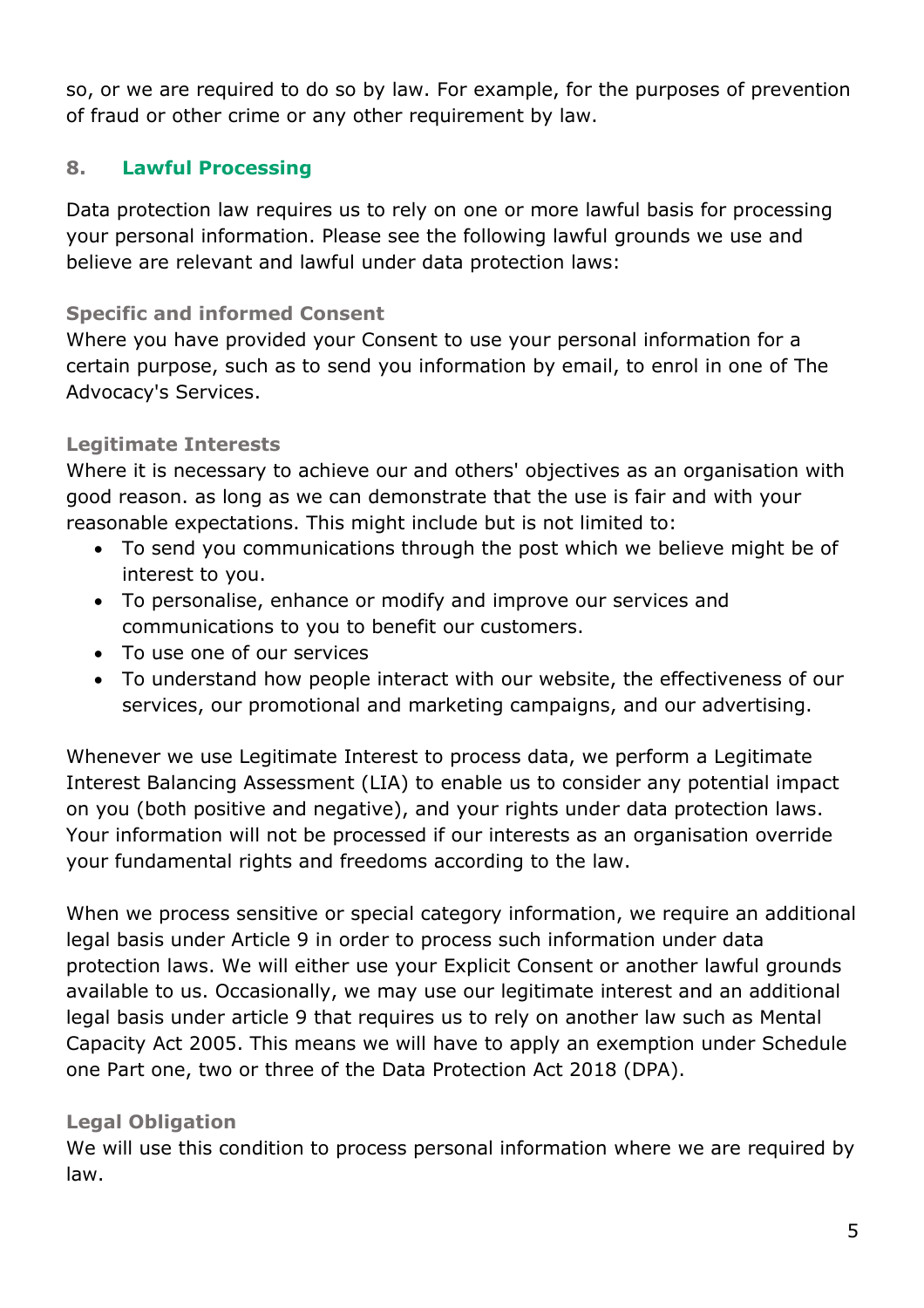so, or we are required to do so by law. For example, for the purposes of prevention of fraud or other crime or any other requirement by law.

## 8. Lawful Processing

Data protection law requires us to rely on one or more lawful basis for processing your personal information. Please see the following lawful grounds we use and believe are relevant and lawful under data protection laws:

### Specific and informed Consent

Where you have provided your Consent to use your personal information for a certain purpose, such as to send you information by email, to enrol in one of The Advocacy's Services.

### Legitimate Interests

Where it is necessary to achieve our and others' objectives as an organisation with good reason. as long as we can demonstrate that the use is fair and with your reasonable expectations. This might include but is not limited to:

- To send you communications through the post which we believe might be of interest to you.
- To personalise, enhance or modify and improve our services and communications to you to benefit our customers.
- To use one of our services
- To understand how people interact with our website, the effectiveness of our services, our promotional and marketing campaigns, and our advertising.

Whenever we use Legitimate Interest to process data, we perform a Legitimate Interest Balancing Assessment (LIA) to enable us to consider any potential impact on you (both positive and negative), and your rights under data protection laws. Your information will not be processed if our interests as an organisation override your fundamental rights and freedoms according to the law.

When we process sensitive or special category information, we require an additional legal basis under Article 9 in order to process such information under data protection laws. We will either use your Explicit Consent or another lawful grounds available to us. Occasionally, we may use our legitimate interest and an additional legal basis under article 9 that requires us to rely on another law such as Mental Capacity Act 2005. This means we will have to apply an exemption under Schedule one Part one, two or three of the Data Protection Act 2018 (DPA).

### Legal Obligation

We will use this condition to process personal information where we are required by law.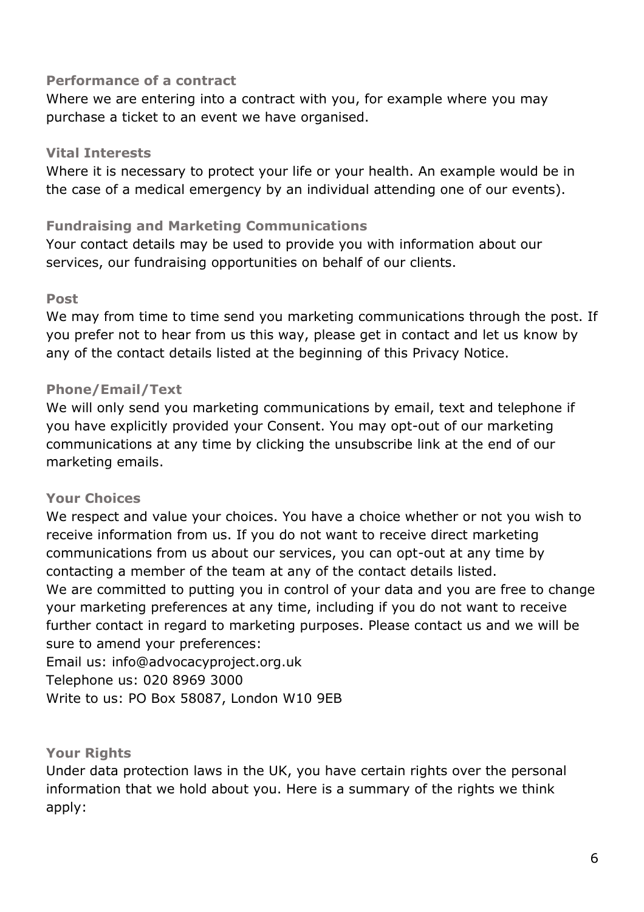### Performance of a contract

Where we are entering into a contract with you, for example where you may purchase a ticket to an event we have organised.

### Vital Interests

Where it is necessary to protect your life or your health. An example would be in the case of a medical emergency by an individual attending one of our events).

### Fundraising and Marketing Communications

Your contact details may be used to provide you with information about our services, our fundraising opportunities on behalf of our clients.

### Post

We may from time to time send you marketing communications through the post. If you prefer not to hear from us this way, please get in contact and let us know by any of the contact details listed at the beginning of this Privacy Notice.

### Phone/Email/Text

We will only send you marketing communications by email, text and telephone if you have explicitly provided your Consent. You may opt-out of our marketing communications at any time by clicking the unsubscribe link at the end of our marketing emails.

### Your Choices

We respect and value your choices. You have a choice whether or not you wish to receive information from us. If you do not want to receive direct marketing communications from us about our services, you can opt-out at any time by contacting a member of the team at any of the contact details listed.

We are committed to putting you in control of your data and you are free to change your marketing preferences at any time, including if you do not want to receive further contact in regard to marketing purposes. Please contact us and we will be sure to amend your preferences:

Email us: info@advocacyproject.org.uk
Telephone us: 020 8969 3000
Write to us: PO Box 58087, London W10 9EB

### Your Rights

Under data protection laws in the UK, you have certain rights over the personal information that we hold about you. Here is a summary of the rights we think apply: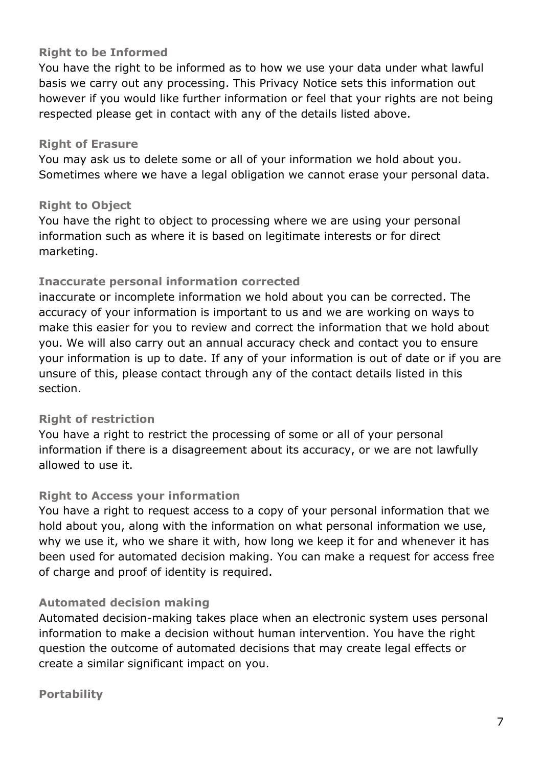### Right to be Informed

You have the right to be informed as to how we use your data under what lawful basis we carry out any processing. This Privacy Notice sets this information out however if you would like further information or feel that your rights are not being respected please get in contact with any of the details listed above.

### Right of Erasure

You may ask us to delete some or all of your information we hold about you. Sometimes where we have a legal obligation we cannot erase your personal data.

### Right to Object

You have the right to object to processing where we are using your personal information such as where it is based on legitimate interests or for direct marketing.

### Inaccurate personal information corrected

inaccurate or incomplete information we hold about you can be corrected. The accuracy of your information is important to us and we are working on ways to make this easier for you to review and correct the information that we hold about you. We will also carry out an annual accuracy check and contact you to ensure your information is up to date. If any of your information is out of date or if you are unsure of this, please contact through any of the contact details listed in this section.

### Right of restriction

You have a right to restrict the processing of some or all of your personal information if there is a disagreement about its accuracy, or we are not lawfully allowed to use it.

### Right to Access your information

You have a right to request access to a copy of your personal information that we hold about you, along with the information on what personal information we use, why we use it, who we share it with, how long we keep it for and whenever it has been used for automated decision making. You can make a request for access free of charge and proof of identity is required.

### Automated decision making

Automated decision-making takes place when an electronic system uses personal information to make a decision without human intervention. You have the right question the outcome of automated decisions that may create legal effects or create a similar significant impact on you.

### Portability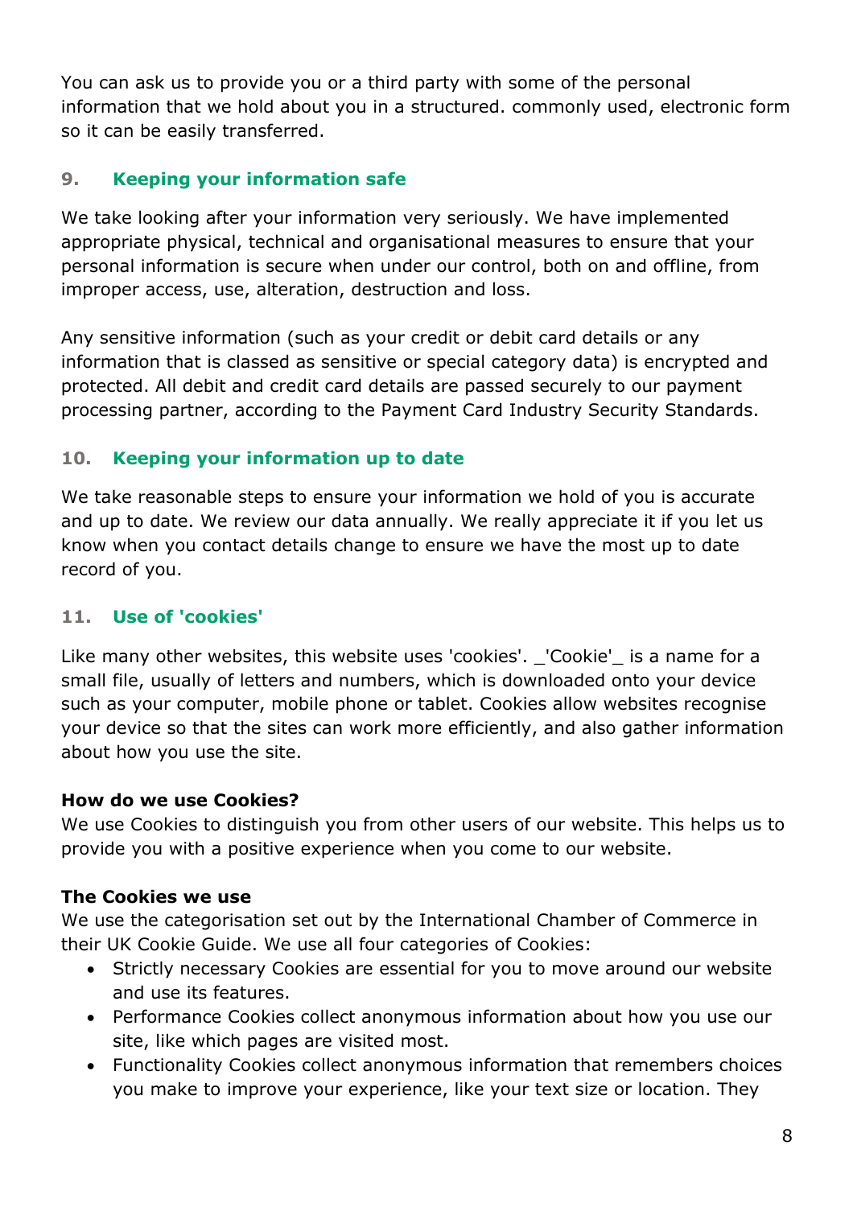You can ask us to provide you or a third party with some of the personal information that we hold about you in a structured. commonly used, electronic form so it can be easily transferred.

## 9. Keeping your information safe

We take looking after your information very seriously. We have implemented appropriate physical, technical and organisational measures to ensure that your personal information is secure when under our control, both on and offline, from improper access, use, alteration, destruction and loss.

Any sensitive information (such as your credit or debit card details or any information that is classed as sensitive or special category data) is encrypted and protected. All debit and credit card details are passed securely to our payment processing partner, according to the Payment Card Industry Security Standards.

## 10. Keeping your information up to date

We take reasonable steps to ensure your information we hold of you is accurate and up to date. We review our data annually. We really appreciate it if you let us know when you contact details change to ensure we have the most up to date record of you.

## 11. Use of 'cookies'

Like many other websites, this website uses 'cookies'. _'Cookie'_ is a name for a small file, usually of letters and numbers, which is downloaded onto your device such as your computer, mobile phone or tablet. Cookies allow websites recognise your device so that the sites can work more efficiently, and also gather information about how you use the site.

**How do we use Cookies?**
We use Cookies to distinguish you from other users of our website. This helps us to provide you with a positive experience when you come to our website.

**The Cookies we use**
We use the categorisation set out by the International Chamber of Commerce in their UK Cookie Guide. We use all four categories of Cookies:

- Strictly necessary Cookies are essential for you to move around our website and use its features.
- Performance Cookies collect anonymous information about how you use our site, like which pages are visited most.
- Functionality Cookies collect anonymous information that remembers choices you make to improve your experience, like your text size or location. They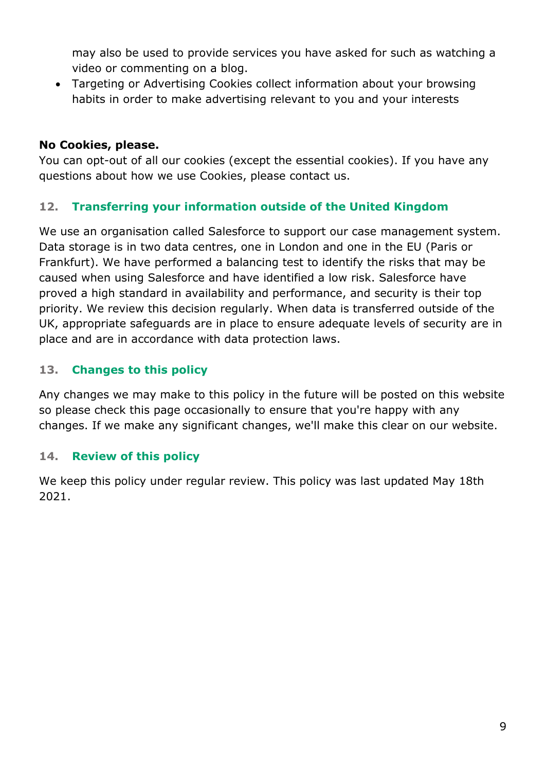may also be used to provide services you have asked for such as watching a video or commenting on a blog.

- Targeting or Advertising Cookies collect information about your browsing habits in order to make advertising relevant to you and your interests

**No Cookies, please.**
You can opt-out of all our cookies (except the essential cookies). If you have any questions about how we use Cookies, please contact us.

## 12. Transferring your information outside of the United Kingdom

We use an organisation called Salesforce to support our case management system. Data storage is in two data centres, one in London and one in the EU (Paris or Frankfurt). We have performed a balancing test to identify the risks that may be caused when using Salesforce and have identified a low risk. Salesforce have proved a high standard in availability and performance, and security is their top priority. We review this decision regularly. When data is transferred outside of the UK, appropriate safeguards are in place to ensure adequate levels of security are in place and are in accordance with data protection laws.

## 13. Changes to this policy

Any changes we may make to this policy in the future will be posted on this website so please check this page occasionally to ensure that you're happy with any changes. If we make any significant changes, we'll make this clear on our website.

## 14. Review of this policy

We keep this policy under regular review. This policy was last updated May 18th 2021.